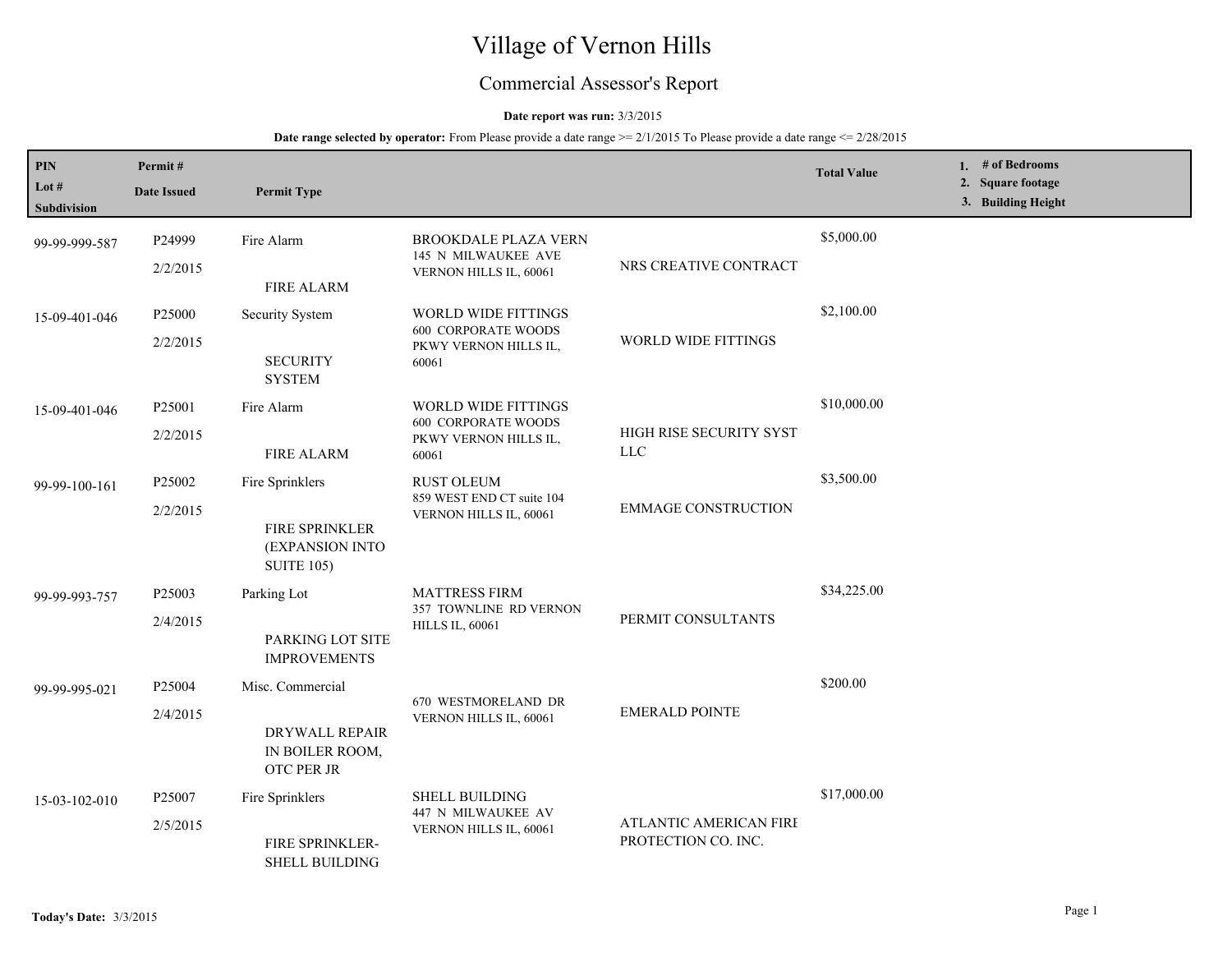# Village of Vernon Hills

## Commercial Assessor's Report

**Date report was run:** 3/3/2015

**Date range selected by operator:** From Please provide a date range >= 2/1/2015 To Please provide a date range <= 2/28/2015

| PIN / Lot # / Subdivision | Permit # / Date Issued | Permit Type | | | Total Value | 1. # of Bedrooms 2. Square footage 3. Building Height |
|---|---|---|---|---|---|---|
| 99-99-999-587 | P24999<br>2/2/2015 | Fire Alarm<br>FIRE ALARM | BROOKDALE PLAZA VERN<br>145 N MILWAUKEE AVE<br>VERNON HILLS IL, 60061 | NRS CREATIVE CONTRACT | $5,000.00 | |
| 15-09-401-046 | P25000<br>2/2/2015 | Security System<br>SECURITY SYSTEM | WORLD WIDE FITTINGS<br>600 CORPORATE WOODS PKWY VERNON HILLS IL, 60061 | WORLD WIDE FITTINGS | $2,100.00 | |
| 15-09-401-046 | P25001<br>2/2/2015 | Fire Alarm<br>FIRE ALARM | WORLD WIDE FITTINGS<br>600 CORPORATE WOODS PKWY VERNON HILLS IL, 60061 | HIGH RISE SECURITY SYST LLC | $10,000.00 | |
| 99-99-100-161 | P25002<br>2/2/2015 | Fire Sprinklers<br>FIRE SPRINKLER (EXPANSION INTO SUITE 105) | RUST OLEUM<br>859 WEST END CT suite 104<br>VERNON HILLS IL, 60061 | EMMAGE CONSTRUCTION | $3,500.00 | |
| 99-99-993-757 | P25003<br>2/4/2015 | Parking Lot<br>PARKING LOT SITE IMPROVEMENTS | MATTRESS FIRM<br>357 TOWNLINE RD VERNON HILLS IL, 60061 | PERMIT CONSULTANTS | $34,225.00 | |
| 99-99-995-021 | P25004<br>2/4/2015 | Misc. Commercial<br>DRYWALL REPAIR IN BOILER ROOM, OTC PER JR | 670 WESTMORELAND DR<br>VERNON HILLS IL, 60061 | EMERALD POINTE | $200.00 | |
| 15-03-102-010 | P25007<br>2/5/2015 | Fire Sprinklers<br>FIRE SPRINKLER-SHELL BUILDING | SHELL BUILDING<br>447 N MILWAUKEE AV<br>VERNON HILLS IL, 60061 | ATLANTIC AMERICAN FIRE PROTECTION CO. INC. | $17,000.00 | |

**Today's Date:** 3/3/2015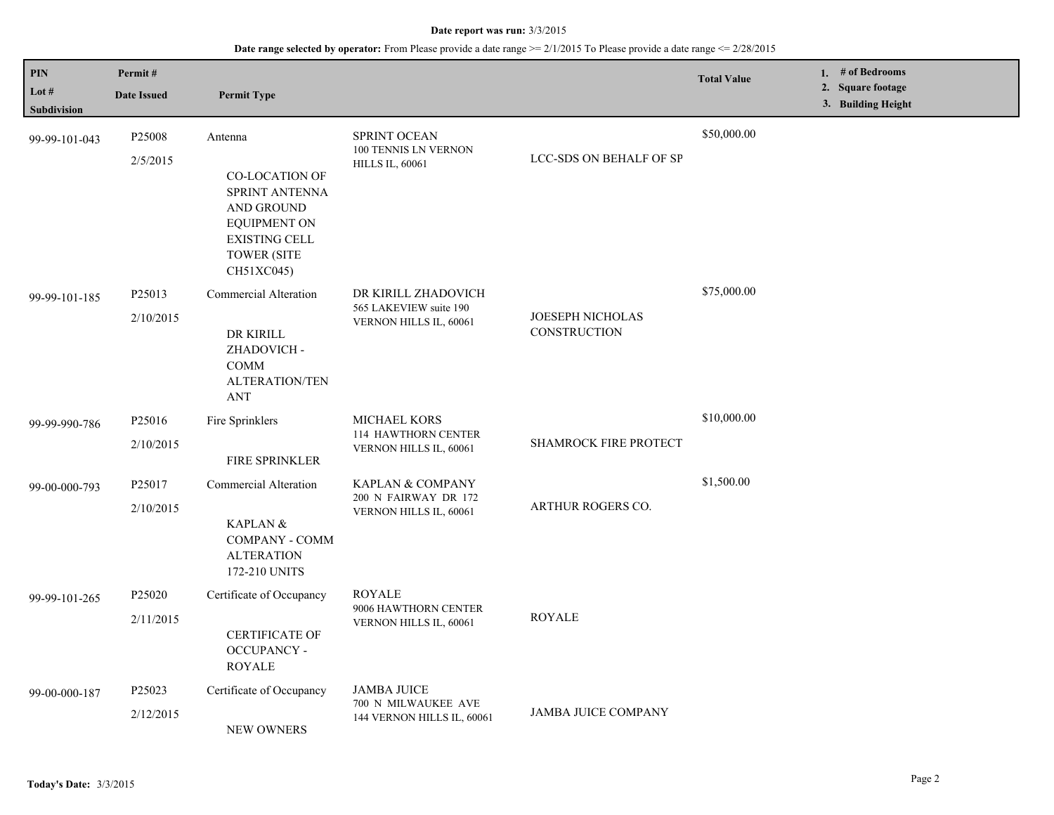**Date report was run:** 3/3/2015

**Date range selected by operator:** From Please provide a date range >= 2/1/2015 To Please provide a date range <= 2/28/2015

| PIN<br>Lot #<br>Subdivision | Permit #<br>Date Issued | Permit Type | | | Total Value | 1. # of Bedrooms<br>2. Square footage<br>3. Building Height |
|---|---|---|---|---|---|---|
| 99-99-101-043 | P25008<br>2/5/2015 | Antenna<br><br>CO-LOCATION OF SPRINT ANTENNA AND GROUND EQUIPMENT ON EXISTING CELL TOWER (SITE CH51XC045) | SPRINT OCEAN<br>100 TENNIS LN VERNON HILLS IL, 60061 | LCC-SDS ON BEHALF OF SP | $50,000.00 | |
| 99-99-101-185 | P25013<br>2/10/2015 | Commercial Alteration<br><br>DR KIRILL ZHADOVICH - COMM ALTERATION/TENANT | DR KIRILL ZHADOVICH<br>565 LAKEVIEW suite 190 VERNON HILLS IL, 60061 | JOESEPH NICHOLAS CONSTRUCTION | $75,000.00 | |
| 99-99-990-786 | P25016<br>2/10/2015 | Fire Sprinklers<br><br>FIRE SPRINKLER | MICHAEL KORS<br>114 HAWTHORN CENTER VERNON HILLS IL, 60061 | SHAMROCK FIRE PROTECT | $10,000.00 | |
| 99-00-000-793 | P25017<br>2/10/2015 | Commercial Alteration<br><br>KAPLAN & COMPANY - COMM ALTERATION 172-210 UNITS | KAPLAN & COMPANY<br>200 N FAIRWAY DR 172 VERNON HILLS IL, 60061 | ARTHUR ROGERS CO. | $1,500.00 | |
| 99-99-101-265 | P25020<br>2/11/2015 | Certificate of Occupancy<br><br>CERTIFICATE OF OCCUPANCY - ROYALE | ROYALE<br>9006 HAWTHORN CENTER VERNON HILLS IL, 60061 | ROYALE | | |
| 99-00-000-187 | P25023<br>2/12/2015 | Certificate of Occupancy<br><br>NEW OWNERS | JAMBA JUICE<br>700 N MILWAUKEE AVE 144 VERNON HILLS IL, 60061 | JAMBA JUICE COMPANY | | |

**Today's Date:** 3/3/2015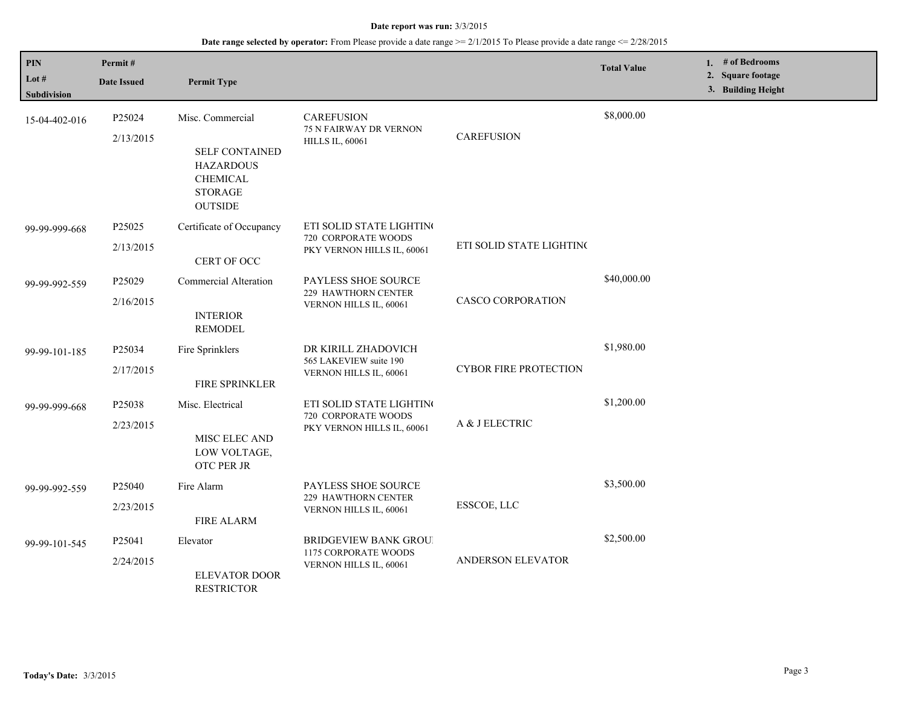**Date report was run:** 3/3/2015

**Date range selected by operator:** From Please provide a date range >= 2/1/2015 To Please provide a date range <= 2/28/2015

| PIN<br>Lot #<br>Subdivision | Permit #<br>Date Issued | Permit Type | | | Total Value | 1. # of Bedrooms<br>2. Square footage<br>3. Building Height |
|---|---|---|---|---|---|---|
| 15-04-402-016 | P25024<br>2/13/2015 | Misc. Commercial<br>SELF CONTAINED HAZARDOUS CHEMICAL STORAGE OUTSIDE | CAREFUSION<br>75 N FAIRWAY DR VERNON HILLS IL, 60061 | CAREFUSION | $8,000.00 | |
| 99-99-999-668 | P25025<br>2/13/2015 | Certificate of Occupancy<br>CERT OF OCC | ETI SOLID STATE LIGHTIN(<br>720 CORPORATE WOODS PKY VERNON HILLS IL, 60061 | ETI SOLID STATE LIGHTIN( | | |
| 99-99-992-559 | P25029<br>2/16/2015 | Commercial Alteration<br>INTERIOR REMODEL | PAYLESS SHOE SOURCE<br>229 HAWTHORN CENTER VERNON HILLS IL, 60061 | CASCO CORPORATION | $40,000.00 | |
| 99-99-101-185 | P25034<br>2/17/2015 | Fire Sprinklers<br>FIRE SPRINKLER | DR KIRILL ZHADOVICH<br>565 LAKEVIEW suite 190 VERNON HILLS IL, 60061 | CYBOR FIRE PROTECTION | $1,980.00 | |
| 99-99-999-668 | P25038<br>2/23/2015 | Misc. Electrical<br>MISC ELEC AND LOW VOLTAGE, OTC PER JR | ETI SOLID STATE LIGHTIN(<br>720 CORPORATE WOODS PKY VERNON HILLS IL, 60061 | A & J ELECTRIC | $1,200.00 | |
| 99-99-992-559 | P25040<br>2/23/2015 | Fire Alarm<br>FIRE ALARM | PAYLESS SHOE SOURCE<br>229 HAWTHORN CENTER VERNON HILLS IL, 60061 | ESSCOE, LLC | $3,500.00 | |
| 99-99-101-545 | P25041<br>2/24/2015 | Elevator<br>ELEVATOR DOOR RESTRICTOR | BRIDGEVIEW BANK GROUI<br>1175 CORPORATE WOODS VERNON HILLS IL, 60061 | ANDERSON ELEVATOR | $2,500.00 | |

**Today's Date:** 3/3/2015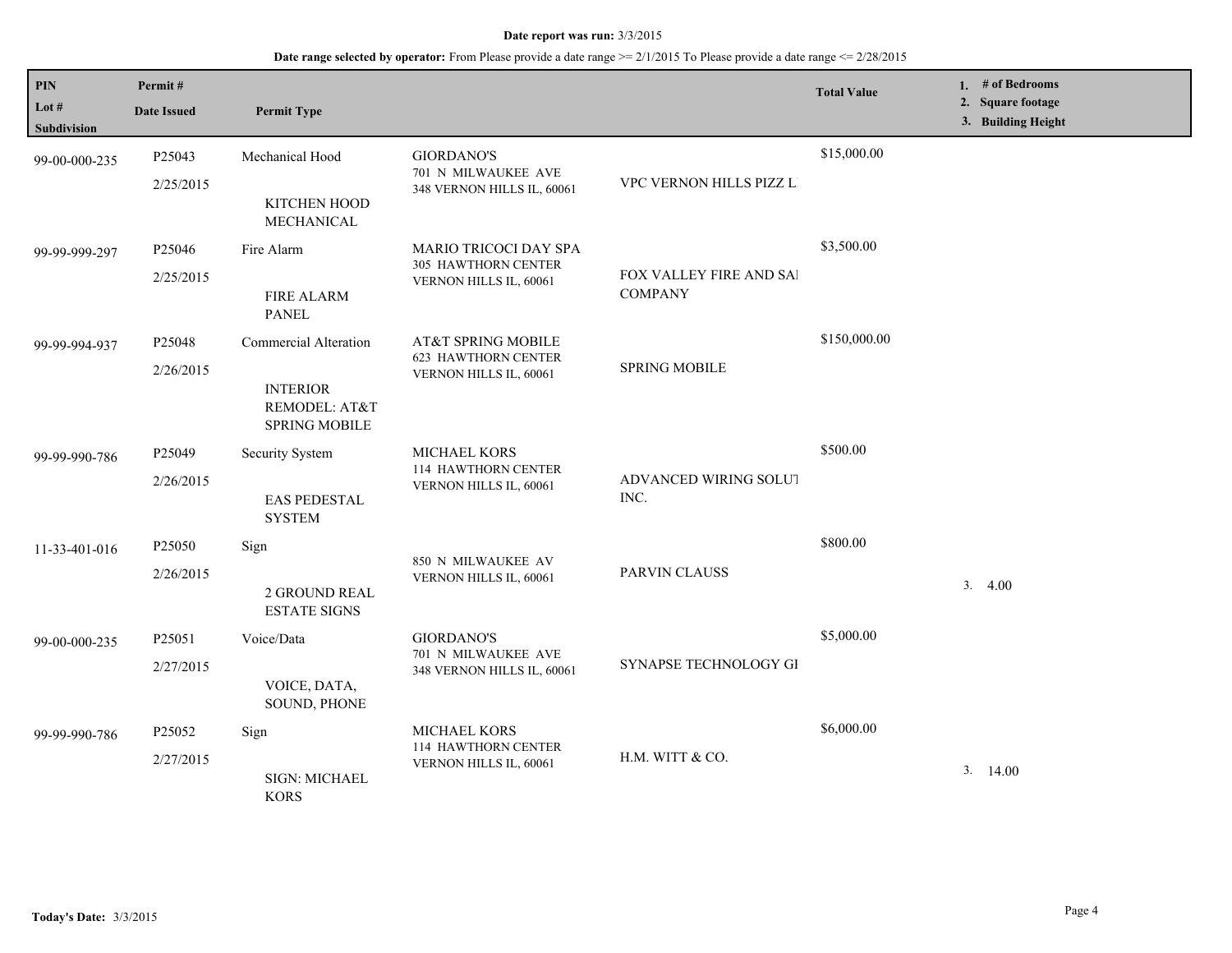**Date report was run:** 3/3/2015

**Date range selected by operator:** From Please provide a date range >= 2/1/2015 To Please provide a date range <= 2/28/2015

| PIN<br>Lot #<br>Subdivision | Permit #<br>Date Issued | Permit Type | | | Total Value | 1. # of Bedrooms<br>2. Square footage<br>3. Building Height |
|---|---|---|---|---|---|---|
| 99-00-000-235 | P25043<br>2/25/2015 | Mechanical Hood<br>KITCHEN HOOD MECHANICAL | GIORDANO'S<br>701 N MILWAUKEE AVE<br>348 VERNON HILLS IL, 60061 | VPC VERNON HILLS PIZZ L | $15,000.00 | |
| 99-99-999-297 | P25046<br>2/25/2015 | Fire Alarm<br>FIRE ALARM PANEL | MARIO TRICOCI DAY SPA<br>305 HAWTHORN CENTER<br>VERNON HILLS IL, 60061 | FOX VALLEY FIRE AND SAI COMPANY | $3,500.00 | |
| 99-99-994-937 | P25048<br>2/26/2015 | Commercial Alteration<br>INTERIOR REMODEL: AT&T SPRING MOBILE | AT&T SPRING MOBILE<br>623 HAWTHORN CENTER<br>VERNON HILLS IL, 60061 | SPRING MOBILE | $150,000.00 | |
| 99-99-990-786 | P25049<br>2/26/2015 | Security System<br>EAS PEDESTAL SYSTEM | MICHAEL KORS<br>114 HAWTHORN CENTER<br>VERNON HILLS IL, 60061 | ADVANCED WIRING SOLUT INC. | $500.00 | |
| 11-33-401-016 | P25050<br>2/26/2015 | Sign<br>2 GROUND REAL ESTATE SIGNS | 850 N MILWAUKEE AV<br>VERNON HILLS IL, 60061 | PARVIN CLAUSS | $800.00 | 3. 4.00 |
| 99-00-000-235 | P25051<br>2/27/2015 | Voice/Data<br>VOICE, DATA, SOUND, PHONE | GIORDANO'S<br>701 N MILWAUKEE AVE<br>348 VERNON HILLS IL, 60061 | SYNAPSE TECHNOLOGY GI | $5,000.00 | |
| 99-99-990-786 | P25052<br>2/27/2015 | Sign<br>SIGN: MICHAEL KORS | MICHAEL KORS<br>114 HAWTHORN CENTER<br>VERNON HILLS IL, 60061 | H.M. WITT & CO. | $6,000.00 | 3. 14.00 |

**Today's Date:** 3/3/2015